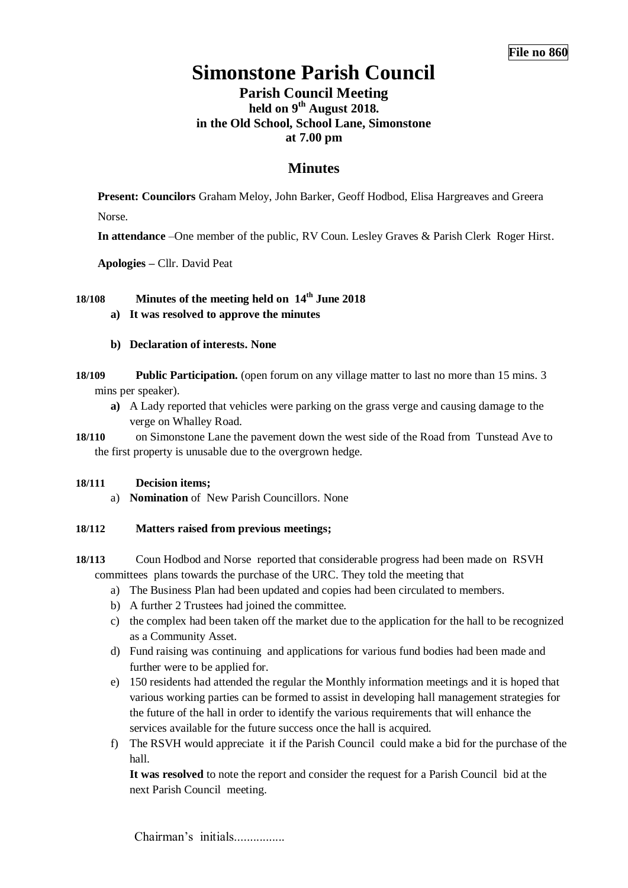**File no 860**

# Simonstone Parish Council

## Parish Council Meeting

### held on 9th August 2018. in the Old School, School Lane, Simonstone at 7.00 pm

## Minutes

**Present: Councilors** Graham Meloy, John Barker, Geoff Hodbod, Elisa Hargreaves and Greera Norse.

**In attendance** –One member of the public, RV Coun. Lesley Graves & Parish Clerk Roger Hirst.

**Apologies –** Cllr. David Peat

**18/108 Minutes of the meeting held on 14th June 2018**

a) **It was resolved to approve the minutes**

b) **Declaration of interests. None**

**18/109 Public Participation.** (open forum on any village matter to last no more than 15 mins. 3 mins per speaker).

a) A Lady reported that vehicles were parking on the grass verge and causing damage to the verge on Whalley Road.

**18/110** on Simonstone Lane the pavement down the west side of the Road from Tunstead Ave to the first property is unusable due to the overgrown hedge.

**18/111 Decision items;**

a) **Nomination** of New Parish Councillors. None

**18/112 Matters raised from previous meetings;**

**18/113** Coun Hodbod and Norse reported that considerable progress had been made on RSVH committees plans towards the purchase of the URC. They told the meeting that

a) The Business Plan had been updated and copies had been circulated to members.
b) A further 2 Trustees had joined the committee.
c) the complex had been taken off the market due to the application for the hall to be recognized as a Community Asset.
d) Fund raising was continuing and applications for various fund bodies had been made and further were to be applied for.
e) 150 residents had attended the regular the Monthly information meetings and it is hoped that various working parties can be formed to assist in developing hall management strategies for the future of the hall in order to identify the various requirements that will enhance the services available for the future success once the hall is acquired.
f) The RSVH would appreciate it if the Parish Council could make a bid for the purchase of the hall.

**It was resolved** to note the report and consider the request for a Parish Council bid at the next Parish Council meeting.

Chairman's initials................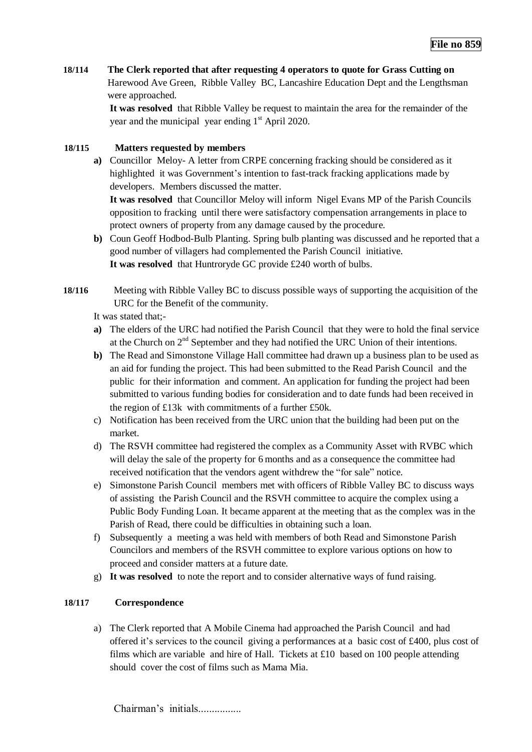**File no 859**

**18/114** **The Clerk reported that after requesting 4 operators to quote for Grass Cutting on** Harewood Ave Green, Ribble Valley BC, Lancashire Education Dept and the Lengthsman were approached.

**It was resolved** that Ribble Valley be request to maintain the area for the remainder of the year and the municipal year ending 1st April 2020.

**18/115** **Matters requested by members**

**a)** Councillor Meloy- A letter from CRPE concerning fracking should be considered as it highlighted it was Government's intention to fast-track fracking applications made by developers. Members discussed the matter.
**It was resolved** that Councillor Meloy will inform Nigel Evans MP of the Parish Councils opposition to fracking until there were satisfactory compensation arrangements in place to protect owners of property from any damage caused by the procedure.

**b)** Coun Geoff Hodbod-Bulb Planting. Spring bulb planting was discussed and he reported that a good number of villagers had complemented the Parish Council initiative.
**It was resolved** that Huntroryde GC provide £240 worth of bulbs.

**18/116** Meeting with Ribble Valley BC to discuss possible ways of supporting the acquisition of the URC for the Benefit of the community.

It was stated that;-

**a)** The elders of the URC had notified the Parish Council that they were to hold the final service at the Church on 2nd September and they had notified the URC Union of their intentions.

**b)** The Read and Simonstone Village Hall committee had drawn up a business plan to be used as an aid for funding the project. This had been submitted to the Read Parish Council and the public for their information and comment. An application for funding the project had been submitted to various funding bodies for consideration and to date funds had been received in the region of £13k with commitments of a further £50k.

c) Notification has been received from the URC union that the building had been put on the market.

d) The RSVH committee had registered the complex as a Community Asset with RVBC which will delay the sale of the property for 6 months and as a consequence the committee had received notification that the vendors agent withdrew the "for sale" notice.

e) Simonstone Parish Council members met with officers of Ribble Valley BC to discuss ways of assisting the Parish Council and the RSVH committee to acquire the complex using a Public Body Funding Loan. It became apparent at the meeting that as the complex was in the Parish of Read, there could be difficulties in obtaining such a loan.

f) Subsequently a meeting a was held with members of both Read and Simonstone Parish Councilors and members of the RSVH committee to explore various options on how to proceed and consider matters at a future date.

g) **It was resolved** to note the report and to consider alternative ways of fund raising.

**18/117** **Correspondence**

a) The Clerk reported that A Mobile Cinema had approached the Parish Council and had offered it's services to the council giving a performances at a basic cost of £400, plus cost of films which are variable and hire of Hall. Tickets at £10 based on 100 people attending should cover the cost of films such as Mama Mia.

Chairman's initials................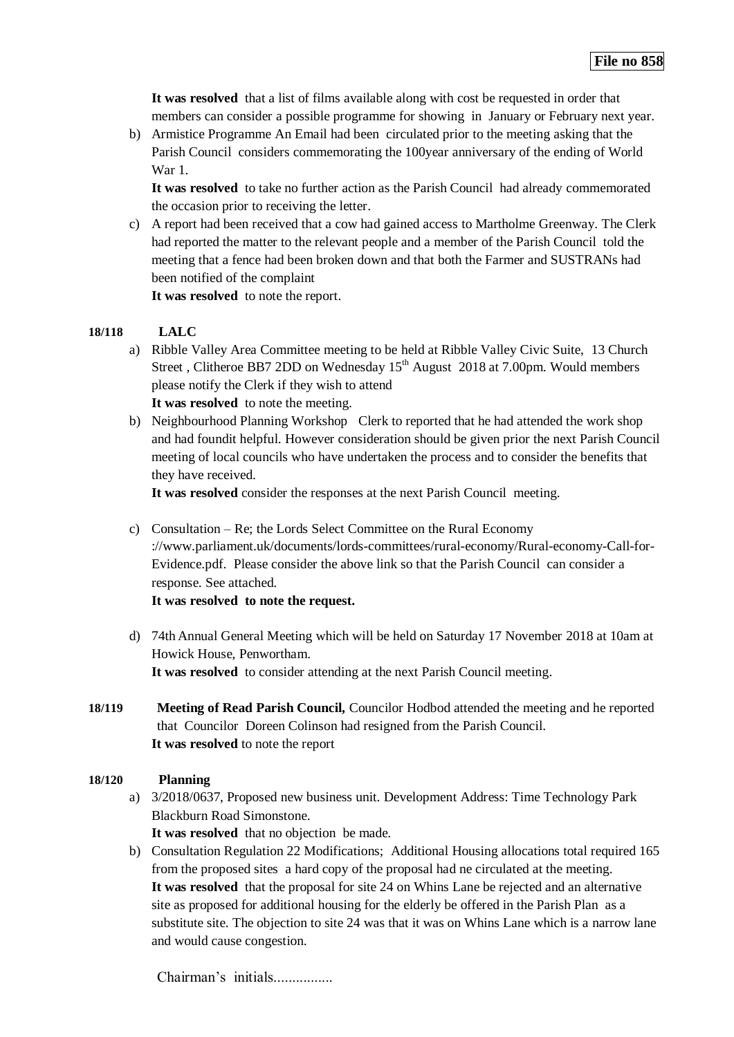**File no 858**

**It was resolved** that a list of films available along with cost be requested in order that members can consider a possible programme for showing in January or February next year.

b) Armistice Programme An Email had been circulated prior to the meeting asking that the Parish Council considers commemorating the 100year anniversary of the ending of World War 1.

   **It was resolved** to take no further action as the Parish Council had already commemorated the occasion prior to receiving the letter.

c) A report had been received that a cow had gained access to Martholme Greenway. The Clerk had reported the matter to the relevant people and a member of the Parish Council told the meeting that a fence had been broken down and that both the Farmer and SUSTRANs had been notified of the complaint

   **It was resolved** to note the report.

**18/118 LALC**

a) Ribble Valley Area Committee meeting to be held at Ribble Valley Civic Suite, 13 Church Street , Clitheroe BB7 2DD on Wednesday 15th August 2018 at 7.00pm. Would members please notify the Clerk if they wish to attend

   **It was resolved** to note the meeting.

b) Neighbourhood Planning Workshop Clerk to reported that he had attended the work shop and had foundit helpful. However consideration should be given prior the next Parish Council meeting of local councils who have undertaken the process and to consider the benefits that they have received.

   **It was resolved** consider the responses at the next Parish Council meeting.

c) Consultation – Re; the Lords Select Committee on the Rural Economy ://www.parliament.uk/documents/lords-committees/rural-economy/Rural-economy-Call-for-Evidence.pdf. Please consider the above link so that the Parish Council can consider a response. See attached.

   **It was resolved to note the request.**

d) 74th Annual General Meeting which will be held on Saturday 17 November 2018 at 10am at Howick House, Penwortham.

   **It was resolved** to consider attending at the next Parish Council meeting.

**18/119 Meeting of Read Parish Council,** Councilor Hodbod attended the meeting and he reported that Councilor Doreen Colinson had resigned from the Parish Council.

**It was resolved** to note the report

**18/120 Planning**

a) 3/2018/0637, Proposed new business unit. Development Address: Time Technology Park Blackburn Road Simonstone.

   **It was resolved** that no objection be made.

b) Consultation Regulation 22 Modifications; Additional Housing allocations total required 165 from the proposed sites a hard copy of the proposal had ne circulated at the meeting.

   **It was resolved** that the proposal for site 24 on Whins Lane be rejected and an alternative site as proposed for additional housing for the elderly be offered in the Parish Plan as a substitute site. The objection to site 24 was that it was on Whins Lane which is a narrow lane and would cause congestion.

Chairman's initials................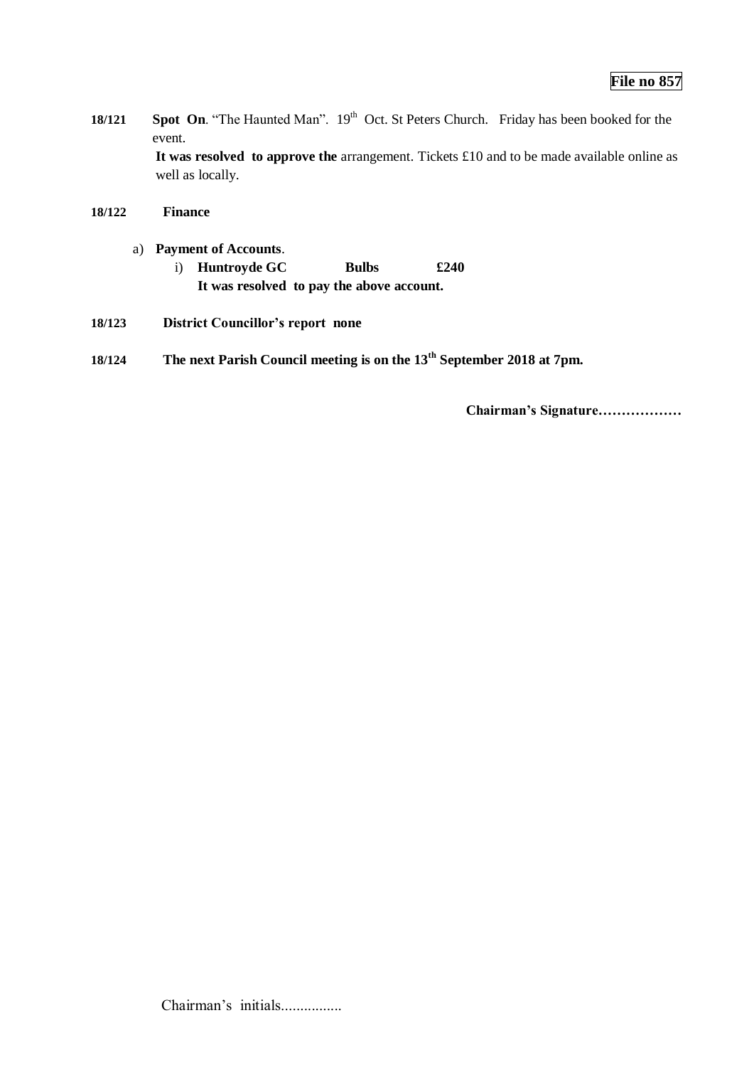**File no 857**

**18/121** **Spot On**. "The Haunted Man". 19th Oct. St Peters Church. Friday has been booked for the event.

**It was resolved to approve the** arrangement. Tickets £10 and to be made available online as well as locally.

**18/122** **Finance**

a) **Payment of Accounts**.
   i) **Huntroyde GC** **Bulbs** **£240**
   **It was resolved to pay the above account.**

**18/123** **District Councillor's report none**

**18/124** **The next Parish Council meeting is on the 13th September 2018 at 7pm.**

**Chairman's Signature………………**

Chairman's initials................